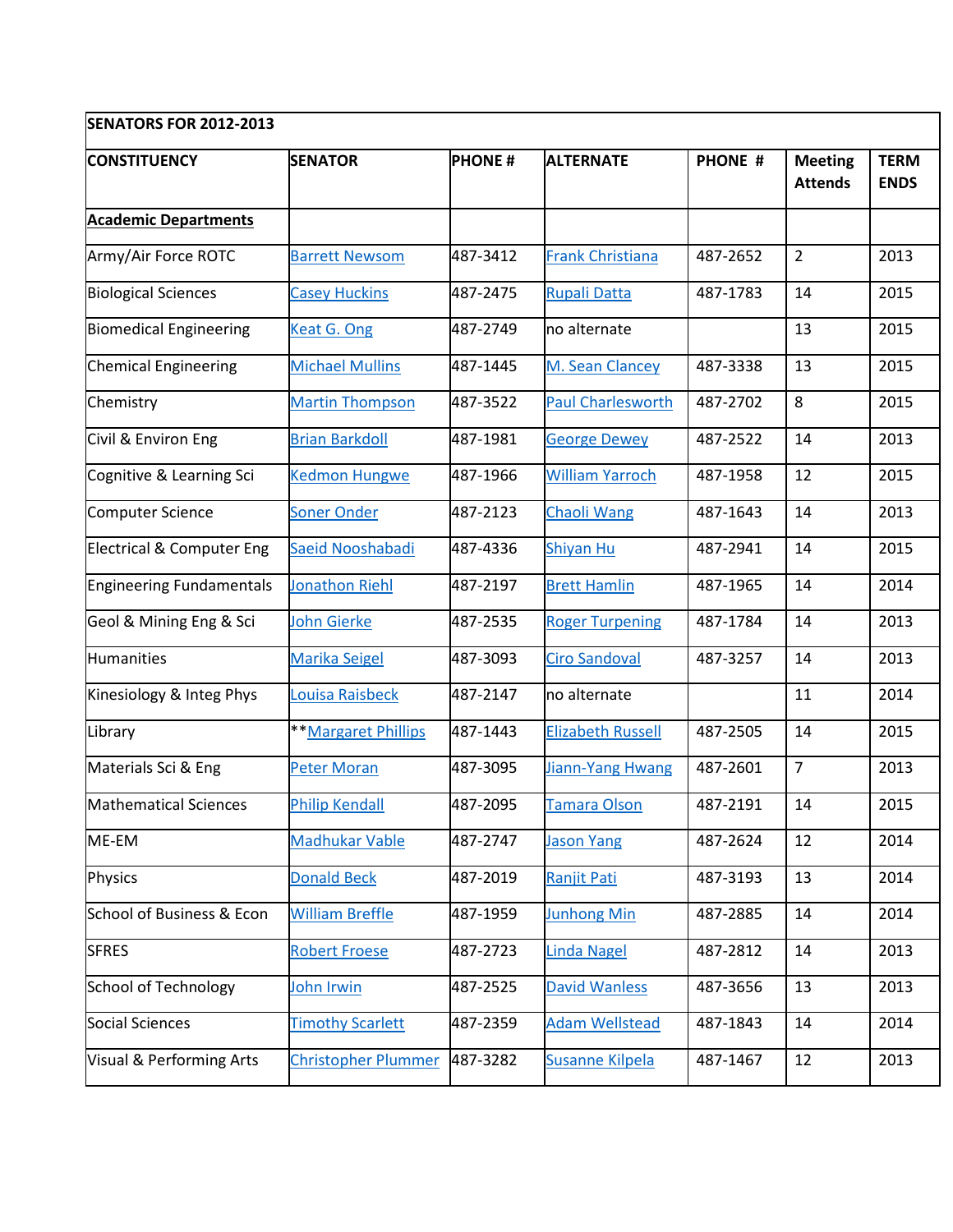| SENATORS FOR 2012-2013 | | | | | | |
|---|---|---|---|---|---|---|
| **CONSTITUENCY** | **SENATOR** | **PHONE #** | **ALTERNATE** | **PHONE #** | **Meeting Attends** | **TERM ENDS** |
| **Academic Departments** | | | | | | |
| Army/Air Force ROTC | Barrett Newsom | 487-3412 | Frank Christiana | 487-2652 | 2 | 2013 |
| Biological Sciences | Casey Huckins | 487-2475 | Rupali Datta | 487-1783 | 14 | 2015 |
| Biomedical Engineering | Keat G. Ong | 487-2749 | no alternate | | 13 | 2015 |
| Chemical Engineering | Michael Mullins | 487-1445 | M. Sean Clancey | 487-3338 | 13 | 2015 |
| Chemistry | Martin Thompson | 487-3522 | Paul Charlesworth | 487-2702 | 8 | 2015 |
| Civil & Environ Eng | Brian Barkdoll | 487-1981 | George Dewey | 487-2522 | 14 | 2013 |
| Cognitive & Learning Sci | Kedmon Hungwe | 487-1966 | William Yarroch | 487-1958 | 12 | 2015 |
| Computer Science | Soner Onder | 487-2123 | Chaoli Wang | 487-1643 | 14 | 2013 |
| Electrical & Computer Eng | Saeid Nooshabadi | 487-4336 | Shiyan Hu | 487-2941 | 14 | 2015 |
| Engineering Fundamentals | Jonathon Riehl | 487-2197 | Brett Hamlin | 487-1965 | 14 | 2014 |
| Geol & Mining Eng & Sci | John Gierke | 487-2535 | Roger Turpening | 487-1784 | 14 | 2013 |
| Humanities | Marika Seigel | 487-3093 | Ciro Sandoval | 487-3257 | 14 | 2013 |
| Kinesiology & Integ Phys | Louisa Raisbeck | 487-2147 | no alternate | | 11 | 2014 |
| Library | **Margaret Phillips | 487-1443 | Elizabeth Russell | 487-2505 | 14 | 2015 |
| Materials Sci & Eng | Peter Moran | 487-3095 | Jiann-Yang Hwang | 487-2601 | 7 | 2013 |
| Mathematical Sciences | Philip Kendall | 487-2095 | Tamara Olson | 487-2191 | 14 | 2015 |
| ME-EM | Madhukar Vable | 487-2747 | Jason Yang | 487-2624 | 12 | 2014 |
| Physics | Donald Beck | 487-2019 | Ranjit Pati | 487-3193 | 13 | 2014 |
| School of Business & Econ | William Breffle | 487-1959 | Junhong Min | 487-2885 | 14 | 2014 |
| SFRES | Robert Froese | 487-2723 | Linda Nagel | 487-2812 | 14 | 2013 |
| School of Technology | John Irwin | 487-2525 | David Wanless | 487-3656 | 13 | 2013 |
| Social Sciences | Timothy Scarlett | 487-2359 | Adam Wellstead | 487-1843 | 14 | 2014 |
| Visual & Performing Arts | Christopher Plummer | 487-3282 | Susanne Kilpela | 487-1467 | 12 | 2013 |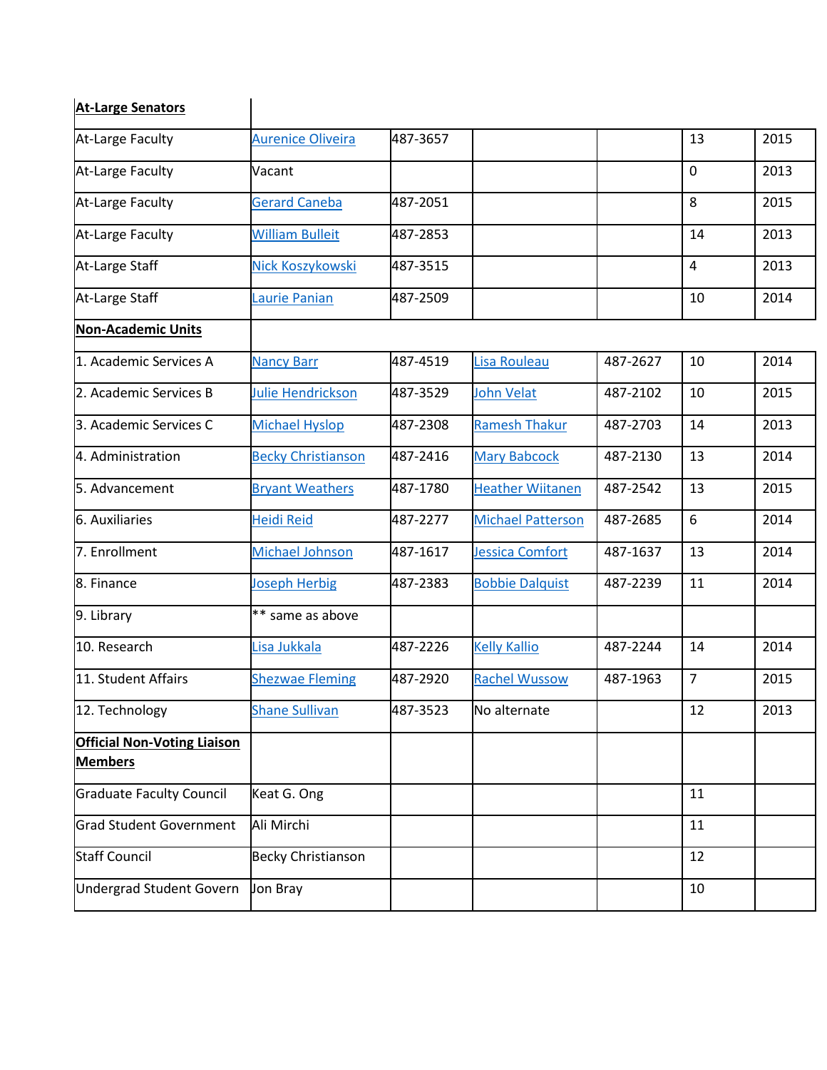| | | | | | | |
|---|---|---|---|---|---|---|
| **At-Large Senators** | | | | | | |
| At-Large Faculty | Aurenice Oliveira | 487-3657 | | | 13 | 2015 |
| At-Large Faculty | Vacant | | | | 0 | 2013 |
| At-Large Faculty | Gerard Caneba | 487-2051 | | | 8 | 2015 |
| At-Large Faculty | William Bulleit | 487-2853 | | | 14 | 2013 |
| At-Large Staff | Nick Koszykowski | 487-3515 | | | 4 | 2013 |
| At-Large Staff | Laurie Panian | 487-2509 | | | 10 | 2014 |
| **Non-Academic Units** | | | | | | |
| 1. Academic Services A | Nancy Barr | 487-4519 | Lisa Rouleau | 487-2627 | 10 | 2014 |
| 2. Academic Services B | Julie Hendrickson | 487-3529 | John Velat | 487-2102 | 10 | 2015 |
| 3. Academic Services C | Michael Hyslop | 487-2308 | Ramesh Thakur | 487-2703 | 14 | 2013 |
| 4. Administration | Becky Christianson | 487-2416 | Mary Babcock | 487-2130 | 13 | 2014 |
| 5. Advancement | Bryant Weathers | 487-1780 | Heather Wiitanen | 487-2542 | 13 | 2015 |
| 6. Auxiliaries | Heidi Reid | 487-2277 | Michael Patterson | 487-2685 | 6 | 2014 |
| 7. Enrollment | Michael Johnson | 487-1617 | Jessica Comfort | 487-1637 | 13 | 2014 |
| 8. Finance | Joseph Herbig | 487-2383 | Bobbie Dalquist | 487-2239 | 11 | 2014 |
| 9. Library | ** same as above | | | | | |
| 10. Research | Lisa Jukkala | 487-2226 | Kelly Kallio | 487-2244 | 14 | 2014 |
| 11. Student Affairs | Shezwae Fleming | 487-2920 | Rachel Wussow | 487-1963 | 7 | 2015 |
| 12. Technology | Shane Sullivan | 487-3523 | No alternate | | 12 | 2013 |
| **Official Non-Voting Liaison Members** | | | | | | |
| Graduate Faculty Council | Keat G. Ong | | | | 11 | |
| Grad Student Government | Ali Mirchi | | | | 11 | |
| Staff Council | Becky Christianson | | | | 12 | |
| Undergrad Student Govern | Jon Bray | | | | 10 | |